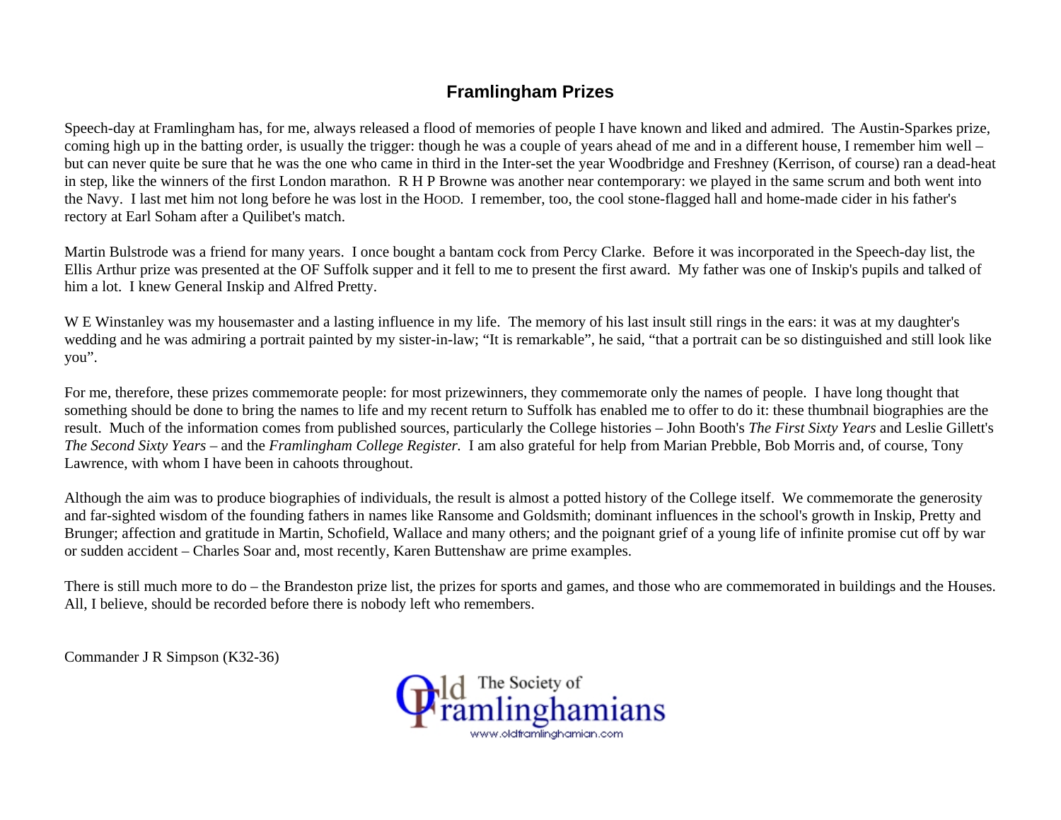# Framlingham Prizes

Speech-day at Framlingham has, for me, always released a flood of memories of people I have known and liked and admired. The Austin-Sparkes prize, coming high up in the batting order, is usually the trigger: though he was a couple of years ahead of me and in a different house, I remember him well – but can never quite be sure that he was the one who came in third in the Inter-set the year Woodbridge and Freshney (Kerrison, of course) ran a dead-heat in step, like the winners of the first London marathon. R H P Browne was another near contemporary: we played in the same scrum and both went into the Navy. I last met him not long before he was lost in the HOOD. I remember, too, the cool stone-flagged hall and home-made cider in his father's rectory at Earl Soham after a Quilibet's match.

Martin Bulstrode was a friend for many years. I once bought a bantam cock from Percy Clarke. Before it was incorporated in the Speech-day list, the Ellis Arthur prize was presented at the OF Suffolk supper and it fell to me to present the first award. My father was one of Inskip's pupils and talked of him a lot. I knew General Inskip and Alfred Pretty.

W E Winstanley was my housemaster and a lasting influence in my life. The memory of his last insult still rings in the ears: it was at my daughter's wedding and he was admiring a portrait painted by my sister-in-law; "It is remarkable", he said, "that a portrait can be so distinguished and still look like you".

For me, therefore, these prizes commemorate people: for most prizewinners, they commemorate only the names of people. I have long thought that something should be done to bring the names to life and my recent return to Suffolk has enabled me to offer to do it: these thumbnail biographies are the result. Much of the information comes from published sources, particularly the College histories – John Booth's *The First Sixty Years* and Leslie Gillett's *The Second Sixty Years* – and the *Framlingham College Register.* I am also grateful for help from Marian Prebble, Bob Morris and, of course, Tony Lawrence, with whom I have been in cahoots throughout.

Although the aim was to produce biographies of individuals, the result is almost a potted history of the College itself. We commemorate the generosity and far-sighted wisdom of the founding fathers in names like Ransome and Goldsmith; dominant influences in the school's growth in Inskip, Pretty and Brunger; affection and gratitude in Martin, Schofield, Wallace and many others; and the poignant grief of a young life of infinite promise cut off by war or sudden accident – Charles Soar and, most recently, Karen Buttenshaw are prime examples.

There is still much more to do – the Brandeston prize list, the prizes for sports and games, and those who are commemorated in buildings and the Houses. All, I believe, should be recorded before there is nobody left who remembers.

Commander J R Simpson (K32-36)

Old Framlinghamians – The Society of

www.oldframlinghamian.com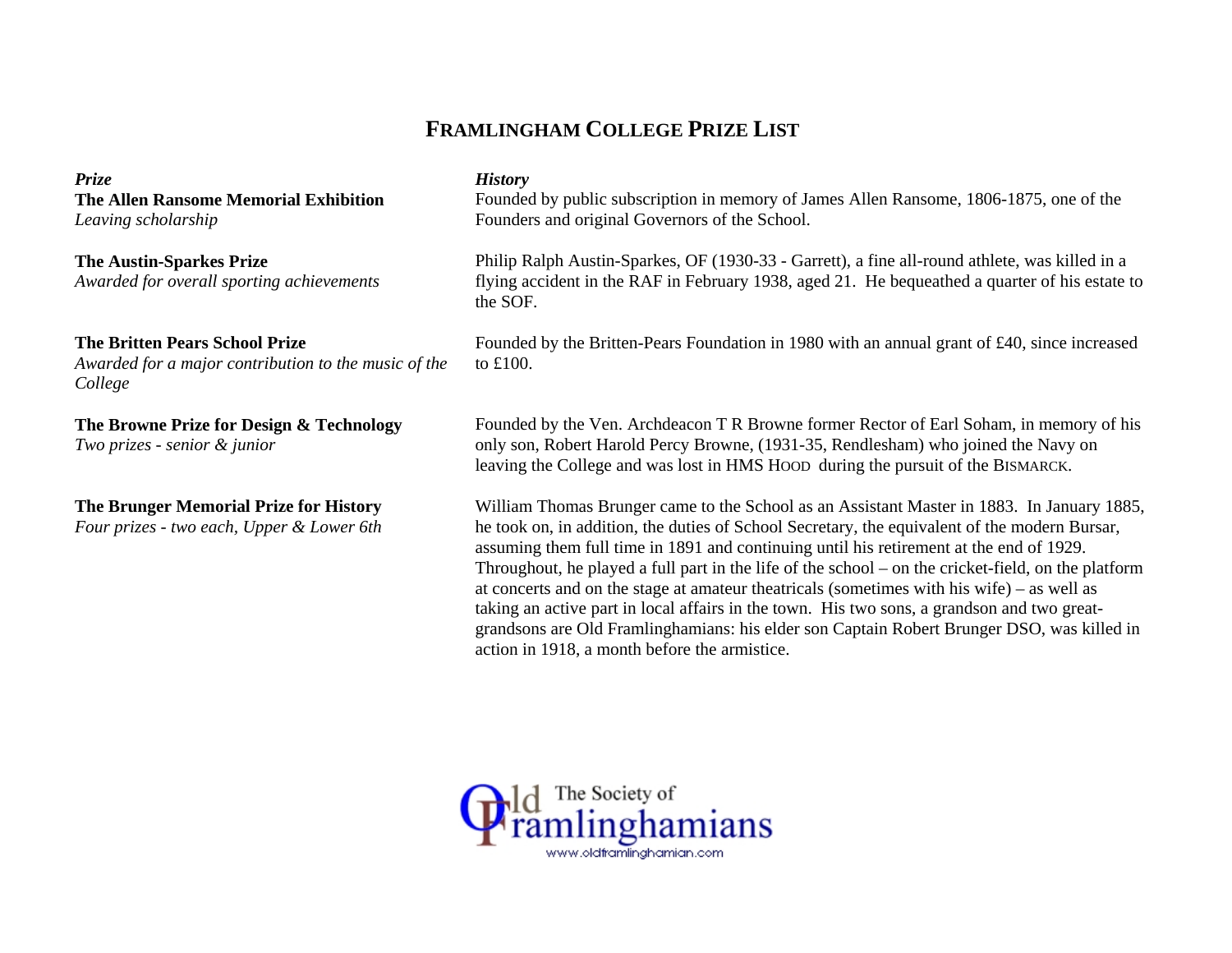# FRAMLINGHAM COLLEGE PRIZE LIST

| *Prize* | *History* |
|---|---|
| **The Allen Ransome Memorial Exhibition**<br>*Leaving scholarship* | Founded by public subscription in memory of James Allen Ransome, 1806-1875, one of the Founders and original Governors of the School. |
| **The Austin-Sparkes Prize**<br>*Awarded for overall sporting achievements* | Philip Ralph Austin-Sparkes, OF (1930-33 - Garrett), a fine all-round athlete, was killed in a flying accident in the RAF in February 1938, aged 21. He bequeathed a quarter of his estate to the SOF. |
| **The Britten Pears School Prize**<br>*Awarded for a major contribution to the music of the College* | Founded by the Britten-Pears Foundation in 1980 with an annual grant of £40, since increased to £100. |
| **The Browne Prize for Design & Technology**<br>*Two prizes - senior & junior* | Founded by the Ven. Archdeacon T R Browne former Rector of Earl Soham, in memory of his only son, Robert Harold Percy Browne, (1931-35, Rendlesham) who joined the Navy on leaving the College and was lost in HMS HOOD during the pursuit of the BISMARCK. |
| **The Brunger Memorial Prize for History**<br>*Four prizes - two each, Upper & Lower 6th* | William Thomas Brunger came to the School as an Assistant Master in 1883. In January 1885, he took on, in addition, the duties of School Secretary, the equivalent of the modern Bursar, assuming them full time in 1891 and continuing until his retirement at the end of 1929. Throughout, he played a full part in the life of the school – on the cricket-field, on the platform at concerts and on the stage at amateur theatricals (sometimes with his wife) – as well as taking an active part in local affairs in the town. His two sons, a grandson and two great-grandsons are Old Framlinghamians: his elder son Captain Robert Brunger DSO, was killed in action in 1918, a month before the armistice. |

The Society of Old Framlinghamians
www.oldframlinghamian.com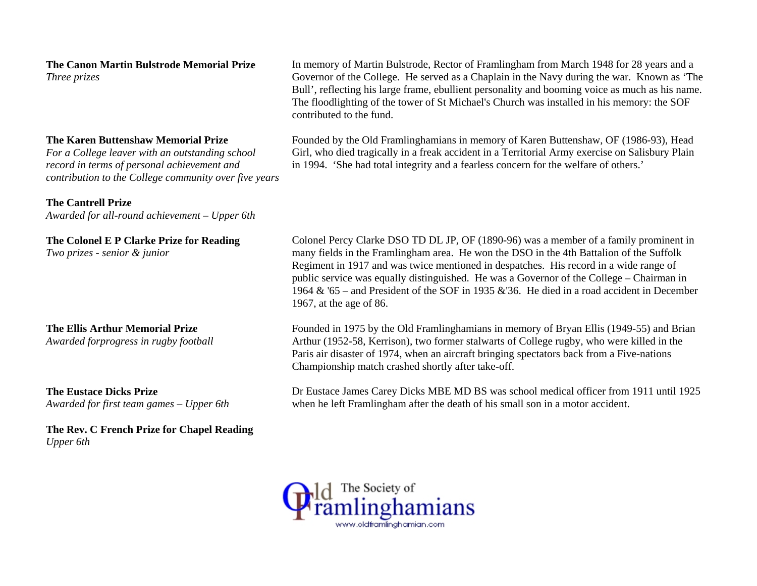**The Canon Martin Bulstrode Memorial Prize**
*Three prizes*

In memory of Martin Bulstrode, Rector of Framlingham from March 1948 for 28 years and a Governor of the College. He served as a Chaplain in the Navy during the war. Known as 'The Bull', reflecting his large frame, ebullient personality and booming voice as much as his name. The floodlighting of the tower of St Michael's Church was installed in his memory: the SOF contributed to the fund.

**The Karen Buttenshaw Memorial Prize**
*For a College leaver with an outstanding school record in terms of personal achievement and contribution to the College community over five years*

Founded by the Old Framlinghamians in memory of Karen Buttenshaw, OF (1986-93), Head Girl, who died tragically in a freak accident in a Territorial Army exercise on Salisbury Plain in 1994. 'She had total integrity and a fearless concern for the welfare of others.'

**The Cantrell Prize**
*Awarded for all-round achievement – Upper 6th*

**The Colonel E P Clarke Prize for Reading**
*Two prizes - senior & junior*

Colonel Percy Clarke DSO TD DL JP, OF (1890-96) was a member of a family prominent in many fields in the Framlingham area. He won the DSO in the 4th Battalion of the Suffolk Regiment in 1917 and was twice mentioned in despatches. His record in a wide range of public service was equally distinguished. He was a Governor of the College – Chairman in 1964 & '65 – and President of the SOF in 1935 &'36. He died in a road accident in December 1967, at the age of 86.

**The Ellis Arthur Memorial Prize**
*Awarded forprogress in rugby football*

Founded in 1975 by the Old Framlinghamians in memory of Bryan Ellis (1949-55) and Brian Arthur (1952-58, Kerrison), two former stalwarts of College rugby, who were killed in the Paris air disaster of 1974, when an aircraft bringing spectators back from a Five-nations Championship match crashed shortly after take-off.

**The Eustace Dicks Prize**
*Awarded for first team games – Upper 6th*

Dr Eustace James Carey Dicks MBE MD BS was school medical officer from 1911 until 1925 when he left Framlingham after the death of his small son in a motor accident.

**The Rev. C French Prize for Chapel Reading**
*Upper 6th*

Old Framlinghamians — The Society of
www.oldframlinghamian.com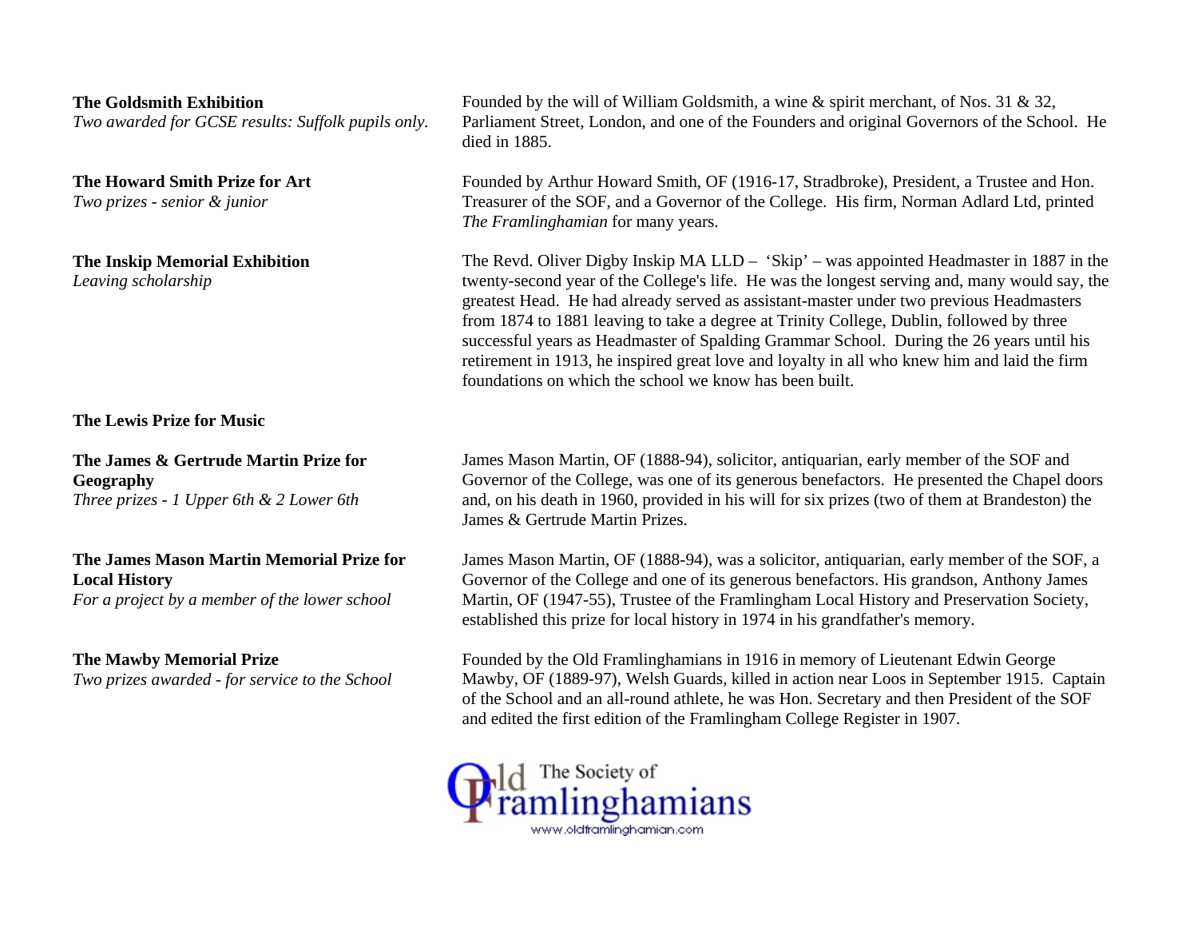**The Goldsmith Exhibition**
*Two awarded for GCSE results: Suffolk pupils only.*

Founded by the will of William Goldsmith, a wine & spirit merchant, of Nos. 31 & 32, Parliament Street, London, and one of the Founders and original Governors of the School. He died in 1885.

**The Howard Smith Prize for Art**
*Two prizes - senior & junior*

Founded by Arthur Howard Smith, OF (1916-17, Stradbroke), President, a Trustee and Hon. Treasurer of the SOF, and a Governor of the College. His firm, Norman Adlard Ltd, printed *The Framlinghamian* for many years.

**The Inskip Memorial Exhibition**
*Leaving scholarship*

The Revd. Oliver Digby Inskip MA LLD – 'Skip' – was appointed Headmaster in 1887 in the twenty-second year of the College's life. He was the longest serving and, many would say, the greatest Head. He had already served as assistant-master under two previous Headmasters from 1874 to 1881 leaving to take a degree at Trinity College, Dublin, followed by three successful years as Headmaster of Spalding Grammar School. During the 26 years until his retirement in 1913, he inspired great love and loyalty in all who knew him and laid the firm foundations on which the school we know has been built.

**The Lewis Prize for Music**

**The James & Gertrude Martin Prize for Geography**
*Three prizes - 1 Upper 6th & 2 Lower 6th*

James Mason Martin, OF (1888-94), solicitor, antiquarian, early member of the SOF and Governor of the College, was one of its generous benefactors. He presented the Chapel doors and, on his death in 1960, provided in his will for six prizes (two of them at Brandeston) the James & Gertrude Martin Prizes.

**The James Mason Martin Memorial Prize for Local History**
*For a project by a member of the lower school*

James Mason Martin, OF (1888-94), was a solicitor, antiquarian, early member of the SOF, a Governor of the College and one of its generous benefactors. His grandson, Anthony James Martin, OF (1947-55), Trustee of the Framlingham Local History and Preservation Society, established this prize for local history in 1974 in his grandfather's memory.

**The Mawby Memorial Prize**
*Two prizes awarded - for service to the School*

Founded by the Old Framlinghamians in 1916 in memory of Lieutenant Edwin George Mawby, OF (1889-97), Welsh Guards, killed in action near Loos in September 1915. Captain of the School and an all-round athlete, he was Hon. Secretary and then President of the SOF and edited the first edition of the Framlingham College Register in 1907.

Old Framlinghamians – The Society of
www.oldframlinghamian.com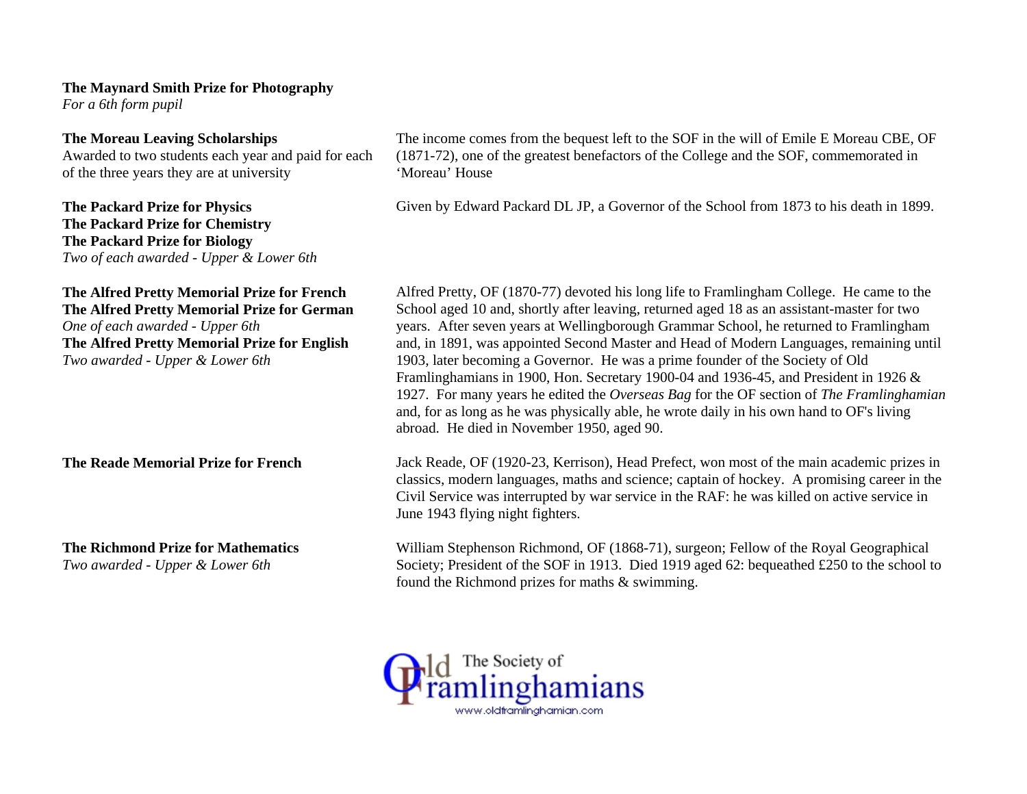**The Maynard Smith Prize for Photography**
*For a 6th form pupil*

**The Moreau Leaving Scholarships**
Awarded to two students each year and paid for each of the three years they are at university

The income comes from the bequest left to the SOF in the will of Emile E Moreau CBE, OF (1871-72), one of the greatest benefactors of the College and the SOF, commemorated in 'Moreau' House

**The Packard Prize for Physics**
**The Packard Prize for Chemistry**
**The Packard Prize for Biology**
*Two of each awarded - Upper & Lower 6th*

Given by Edward Packard DL JP, a Governor of the School from 1873 to his death in 1899.

**The Alfred Pretty Memorial Prize for French**
**The Alfred Pretty Memorial Prize for German**
*One of each awarded - Upper 6th*
**The Alfred Pretty Memorial Prize for English**
*Two awarded - Upper & Lower 6th*

Alfred Pretty, OF (1870-77) devoted his long life to Framlingham College. He came to the School aged 10 and, shortly after leaving, returned aged 18 as an assistant-master for two years. After seven years at Wellingborough Grammar School, he returned to Framlingham and, in 1891, was appointed Second Master and Head of Modern Languages, remaining until 1903, later becoming a Governor. He was a prime founder of the Society of Old Framlinghamians in 1900, Hon. Secretary 1900-04 and 1936-45, and President in 1926 & 1927. For many years he edited the *Overseas Bag* for the OF section of *The Framlinghamian* and, for as long as he was physically able, he wrote daily in his own hand to OF's living abroad. He died in November 1950, aged 90.

**The Reade Memorial Prize for French**

Jack Reade, OF (1920-23, Kerrison), Head Prefect, won most of the main academic prizes in classics, modern languages, maths and science; captain of hockey. A promising career in the Civil Service was interrupted by war service in the RAF: he was killed on active service in June 1943 flying night fighters.

**The Richmond Prize for Mathematics**
*Two awarded - Upper & Lower 6th*

William Stephenson Richmond, OF (1868-71), surgeon; Fellow of the Royal Geographical Society; President of the SOF in 1913. Died 1919 aged 62: bequeathed £250 to the school to found the Richmond prizes for maths & swimming.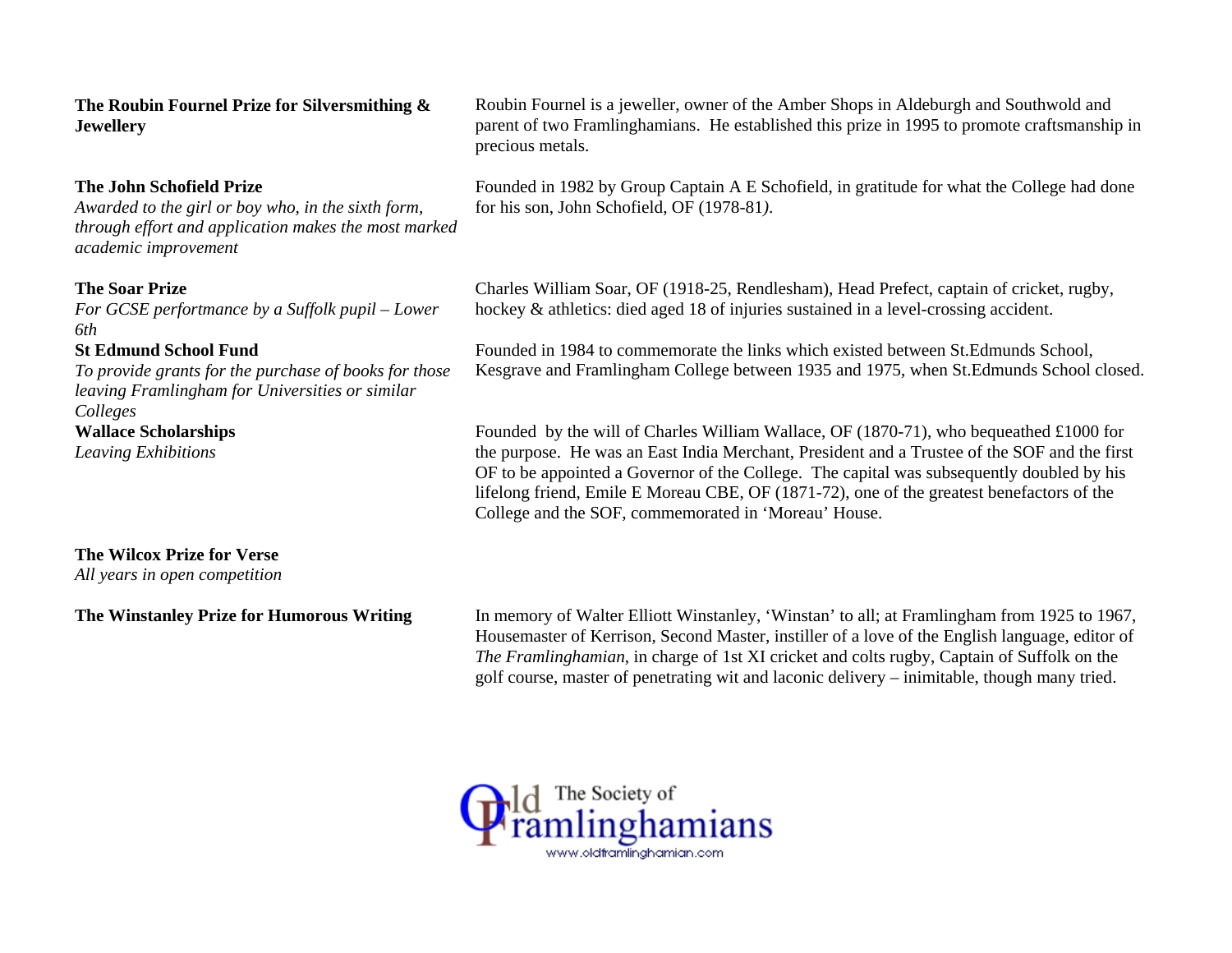**The Roubin Fournel Prize for Silversmithing & Jewellery**

Roubin Fournel is a jeweller, owner of the Amber Shops in Aldeburgh and Southwold and parent of two Framlinghamians. He established this prize in 1995 to promote craftsmanship in precious metals.

**The John Schofield Prize**
*Awarded to the girl or boy who, in the sixth form, through effort and application makes the most marked academic improvement*

Founded in 1982 by Group Captain A E Schofield, in gratitude for what the College had done for his son, John Schofield, OF (1978-81).

**The Soar Prize**
*For GCSE perfortmance by a Suffolk pupil – Lower 6th*

Charles William Soar, OF (1918-25, Rendlesham), Head Prefect, captain of cricket, rugby, hockey & athletics: died aged 18 of injuries sustained in a level-crossing accident.

**St Edmund School Fund**
*To provide grants for the purchase of books for those leaving Framlingham for Universities or similar Colleges*

Founded in 1984 to commemorate the links which existed between St.Edmunds School, Kesgrave and Framlingham College between 1935 and 1975, when St.Edmunds School closed.

**Wallace Scholarships**
*Leaving Exhibitions*

Founded by the will of Charles William Wallace, OF (1870-71), who bequeathed £1000 for the purpose. He was an East India Merchant, President and a Trustee of the SOF and the first OF to be appointed a Governor of the College. The capital was subsequently doubled by his lifelong friend, Emile E Moreau CBE, OF (1871-72), one of the greatest benefactors of the College and the SOF, commemorated in 'Moreau' House.

**The Wilcox Prize for Verse**
*All years in open competition*

**The Winstanley Prize for Humorous Writing**

In memory of Walter Elliott Winstanley, 'Winstan' to all; at Framlingham from 1925 to 1967, Housemaster of Kerrison, Second Master, instiller of a love of the English language, editor of *The Framlinghamian*, in charge of 1st XI cricket and colts rugby, Captain of Suffolk on the golf course, master of penetrating wit and laconic delivery – inimitable, though many tried.

Old Framlinghamians The Society of
www.oldframlinghamian.com